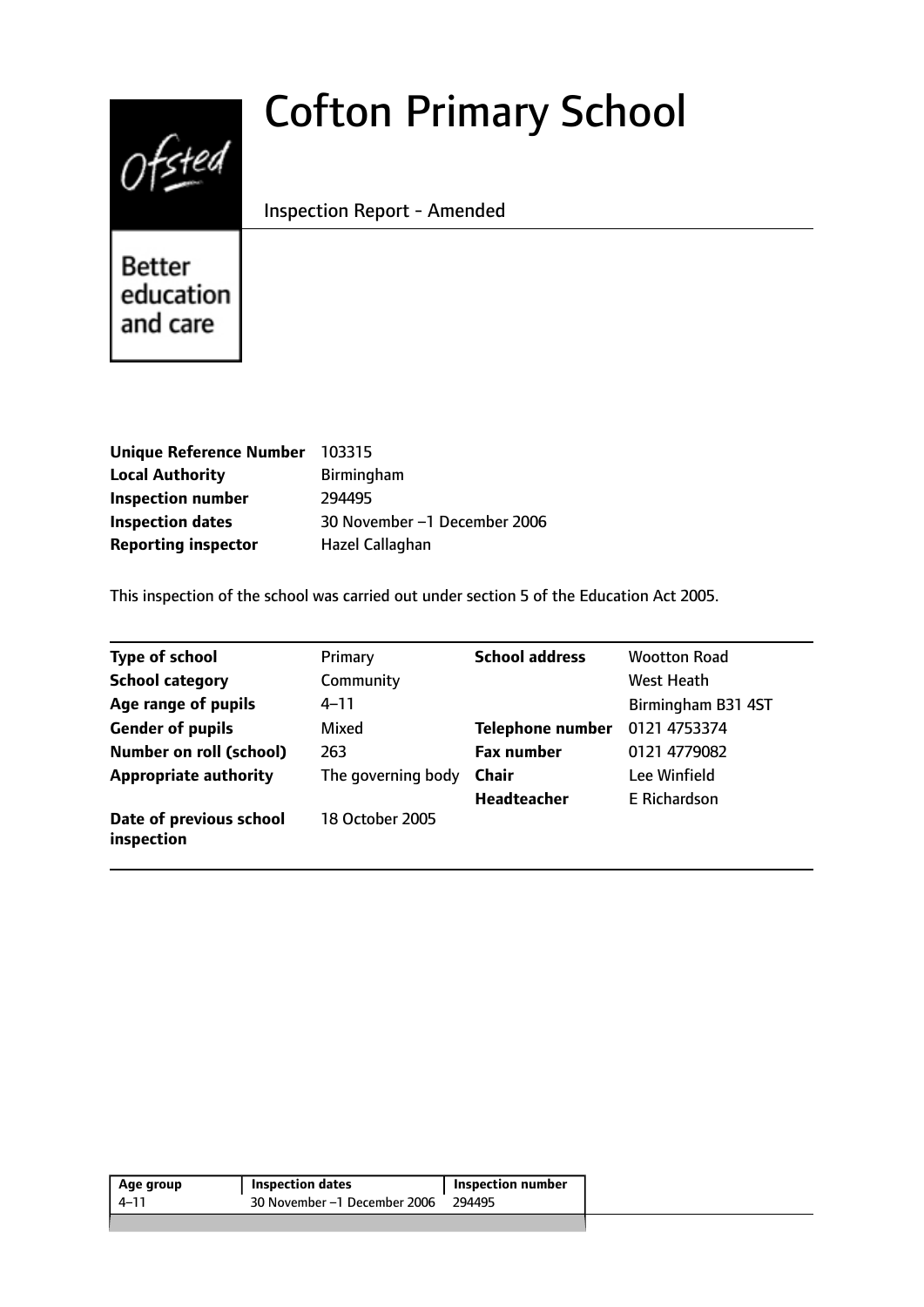# Cofton Primary School

Inspection Report - Amended

Better education and care

| | |
|---|---|
| **Unique Reference Number** | 103315 |
| **Local Authority** | Birmingham |
| **Inspection number** | 294495 |
| **Inspection dates** | 30 November –1 December 2006 |
| **Reporting inspector** | Hazel Callaghan |

This inspection of the school was carried out under section 5 of the Education Act 2005.

| | | | |
|---|---|---|---|
| **Type of school** | Primary | **School address** | Wootton Road |
| **School category** | Community | | West Heath |
| **Age range of pupils** | 4–11 | | Birmingham B31 4ST |
| **Gender of pupils** | Mixed | **Telephone number** | 0121 4753374 |
| **Number on roll (school)** | 263 | **Fax number** | 0121 4779082 |
| **Appropriate authority** | The governing body | **Chair** | Lee Winfield |
| | | **Headteacher** | E Richardson |
| **Date of previous school inspection** | 18 October 2005 | | |

| Age group | Inspection dates | Inspection number |
|---|---|---|
| 4–11 | 30 November –1 December 2006 | 294495 |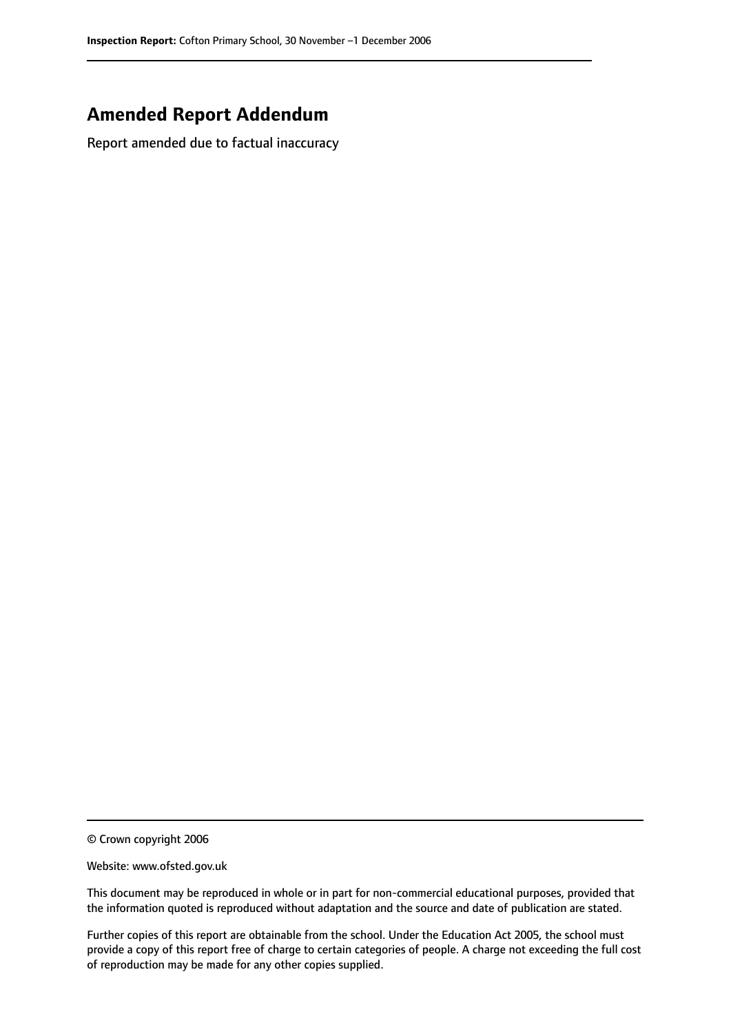# Amended Report Addendum

Report amended due to factual inaccuracy

© Crown copyright 2006

Website: www.ofsted.gov.uk

This document may be reproduced in whole or in part for non-commercial educational purposes, provided that the information quoted is reproduced without adaptation and the source and date of publication are stated.

Further copies of this report are obtainable from the school. Under the Education Act 2005, the school must provide a copy of this report free of charge to certain categories of people. A charge not exceeding the full cost of reproduction may be made for any other copies supplied.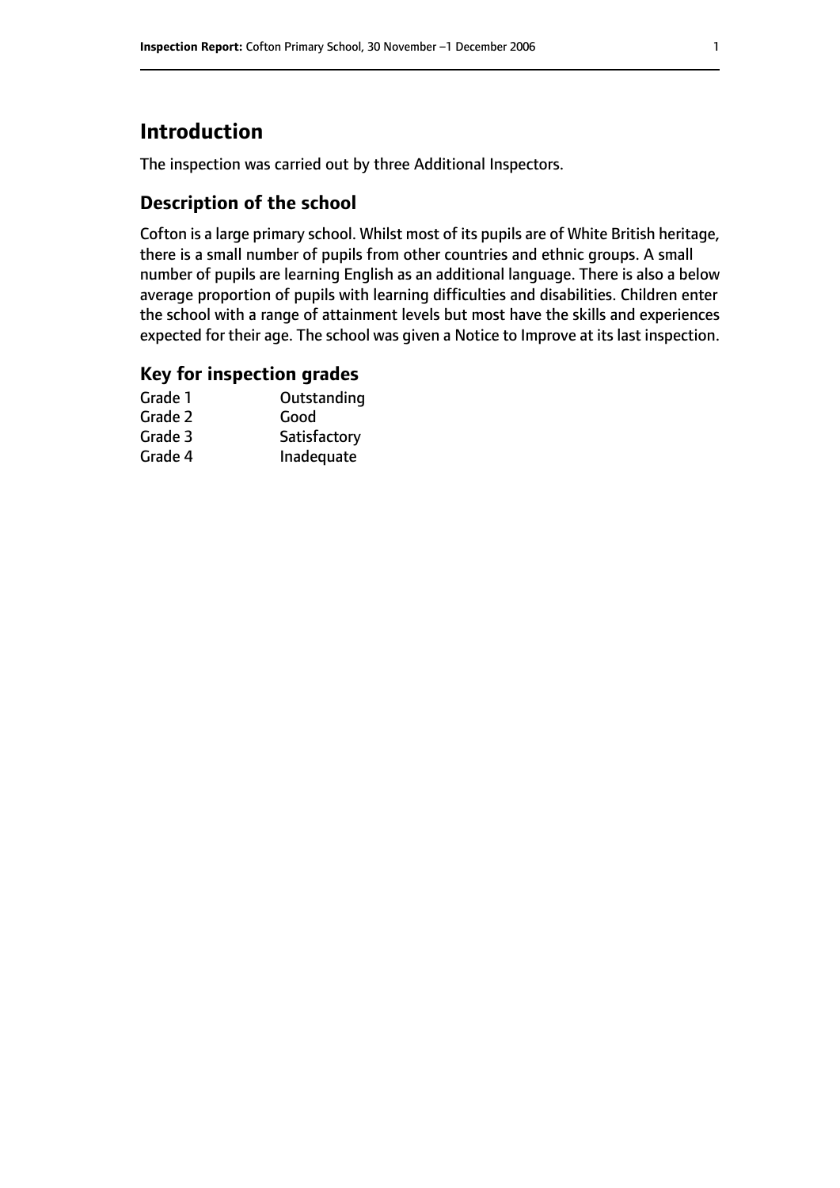# Introduction

The inspection was carried out by three Additional Inspectors.

## Description of the school

Cofton is a large primary school. Whilst most of its pupils are of White British heritage, there is a small number of pupils from other countries and ethnic groups. A small number of pupils are learning English as an additional language. There is also a below average proportion of pupils with learning difficulties and disabilities. Children enter the school with a range of attainment levels but most have the skills and experiences expected for their age. The school was given a Notice to Improve at its last inspection.

## Key for inspection grades

| | |
|---|---|
| Grade 1 | Outstanding |
| Grade 2 | Good |
| Grade 3 | Satisfactory |
| Grade 4 | Inadequate |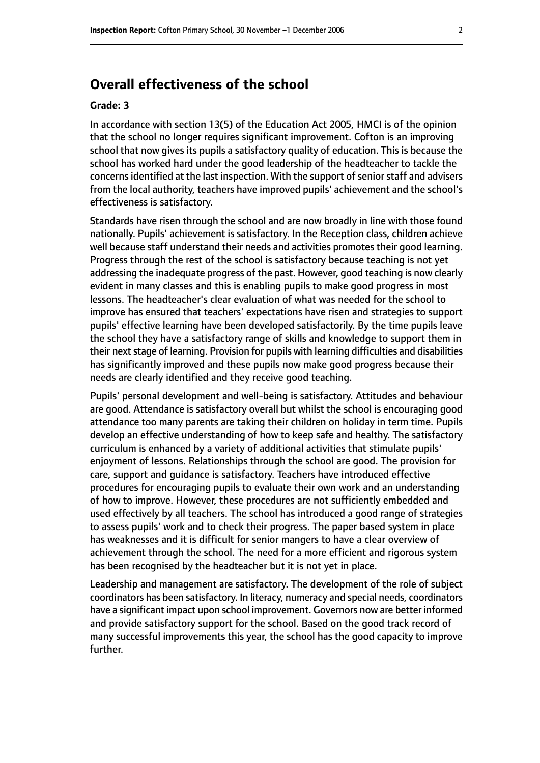## Overall effectiveness of the school

### Grade: 3

In accordance with section 13(5) of the Education Act 2005, HMCI is of the opinion that the school no longer requires significant improvement. Cofton is an improving school that now gives its pupils a satisfactory quality of education. This is because the school has worked hard under the good leadership of the headteacher to tackle the concerns identified at the last inspection. With the support of senior staff and advisers from the local authority, teachers have improved pupils' achievement and the school's effectiveness is satisfactory.

Standards have risen through the school and are now broadly in line with those found nationally. Pupils' achievement is satisfactory. In the Reception class, children achieve well because staff understand their needs and activities promotes their good learning. Progress through the rest of the school is satisfactory because teaching is not yet addressing the inadequate progress of the past. However, good teaching is now clearly evident in many classes and this is enabling pupils to make good progress in most lessons. The headteacher's clear evaluation of what was needed for the school to improve has ensured that teachers' expectations have risen and strategies to support pupils' effective learning have been developed satisfactorily. By the time pupils leave the school they have a satisfactory range of skills and knowledge to support them in their next stage of learning. Provision for pupils with learning difficulties and disabilities has significantly improved and these pupils now make good progress because their needs are clearly identified and they receive good teaching.

Pupils' personal development and well-being is satisfactory. Attitudes and behaviour are good. Attendance is satisfactory overall but whilst the school is encouraging good attendance too many parents are taking their children on holiday in term time. Pupils develop an effective understanding of how to keep safe and healthy. The satisfactory curriculum is enhanced by a variety of additional activities that stimulate pupils' enjoyment of lessons. Relationships through the school are good. The provision for care, support and guidance is satisfactory. Teachers have introduced effective procedures for encouraging pupils to evaluate their own work and an understanding of how to improve. However, these procedures are not sufficiently embedded and used effectively by all teachers. The school has introduced a good range of strategies to assess pupils' work and to check their progress. The paper based system in place has weaknesses and it is difficult for senior mangers to have a clear overview of achievement through the school. The need for a more efficient and rigorous system has been recognised by the headteacher but it is not yet in place.

Leadership and management are satisfactory. The development of the role of subject coordinators has been satisfactory. In literacy, numeracy and special needs, coordinators have a significant impact upon school improvement. Governors now are better informed and provide satisfactory support for the school. Based on the good track record of many successful improvements this year, the school has the good capacity to improve further.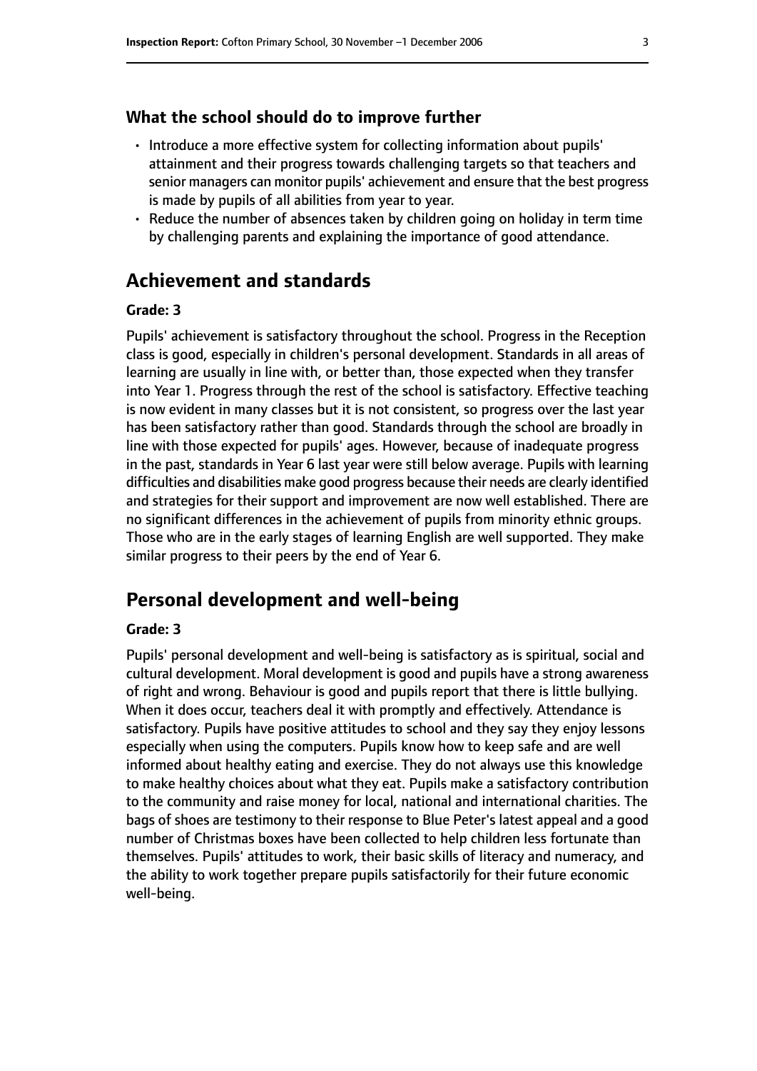### What the school should do to improve further

- Introduce a more effective system for collecting information about pupils' attainment and their progress towards challenging targets so that teachers and senior managers can monitor pupils' achievement and ensure that the best progress is made by pupils of all abilities from year to year.
- Reduce the number of absences taken by children going on holiday in term time by challenging parents and explaining the importance of good attendance.

## Achievement and standards

#### Grade: 3

Pupils' achievement is satisfactory throughout the school. Progress in the Reception class is good, especially in children's personal development. Standards in all areas of learning are usually in line with, or better than, those expected when they transfer into Year 1. Progress through the rest of the school is satisfactory. Effective teaching is now evident in many classes but it is not consistent, so progress over the last year has been satisfactory rather than good. Standards through the school are broadly in line with those expected for pupils' ages. However, because of inadequate progress in the past, standards in Year 6 last year were still below average. Pupils with learning difficulties and disabilities make good progress because their needs are clearly identified and strategies for their support and improvement are now well established. There are no significant differences in the achievement of pupils from minority ethnic groups. Those who are in the early stages of learning English are well supported. They make similar progress to their peers by the end of Year 6.

## Personal development and well-being

#### Grade: 3

Pupils' personal development and well-being is satisfactory as is spiritual, social and cultural development. Moral development is good and pupils have a strong awareness of right and wrong. Behaviour is good and pupils report that there is little bullying. When it does occur, teachers deal it with promptly and effectively. Attendance is satisfactory. Pupils have positive attitudes to school and they say they enjoy lessons especially when using the computers. Pupils know how to keep safe and are well informed about healthy eating and exercise. They do not always use this knowledge to make healthy choices about what they eat. Pupils make a satisfactory contribution to the community and raise money for local, national and international charities. The bags of shoes are testimony to their response to Blue Peter's latest appeal and a good number of Christmas boxes have been collected to help children less fortunate than themselves. Pupils' attitudes to work, their basic skills of literacy and numeracy, and the ability to work together prepare pupils satisfactorily for their future economic well-being.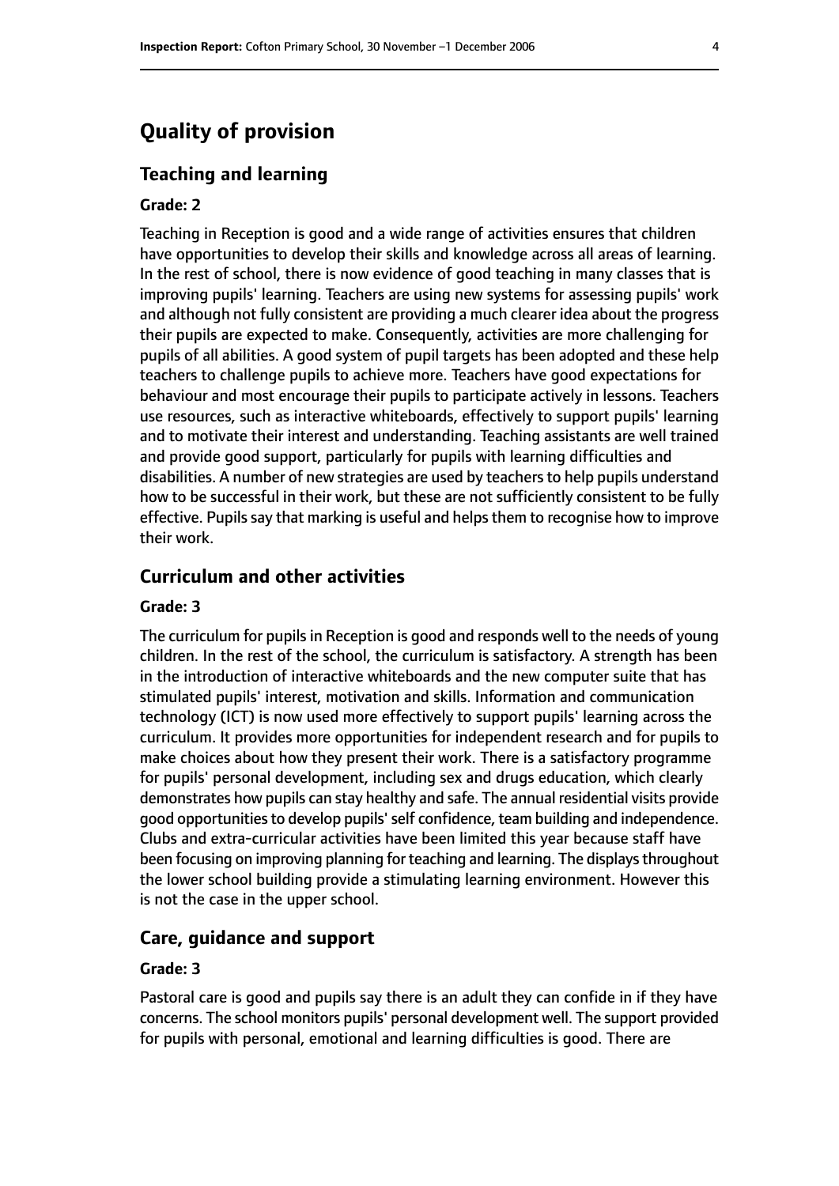# Quality of provision

## Teaching and learning

### Grade: 2

Teaching in Reception is good and a wide range of activities ensures that children have opportunities to develop their skills and knowledge across all areas of learning. In the rest of school, there is now evidence of good teaching in many classes that is improving pupils' learning. Teachers are using new systems for assessing pupils' work and although not fully consistent are providing a much clearer idea about the progress their pupils are expected to make. Consequently, activities are more challenging for pupils of all abilities. A good system of pupil targets has been adopted and these help teachers to challenge pupils to achieve more. Teachers have good expectations for behaviour and most encourage their pupils to participate actively in lessons. Teachers use resources, such as interactive whiteboards, effectively to support pupils' learning and to motivate their interest and understanding. Teaching assistants are well trained and provide good support, particularly for pupils with learning difficulties and disabilities. A number of new strategies are used by teachers to help pupils understand how to be successful in their work, but these are not sufficiently consistent to be fully effective. Pupils say that marking is useful and helps them to recognise how to improve their work.

## Curriculum and other activities

### Grade: 3

The curriculum for pupils in Reception is good and responds well to the needs of young children. In the rest of the school, the curriculum is satisfactory. A strength has been in the introduction of interactive whiteboards and the new computer suite that has stimulated pupils' interest, motivation and skills. Information and communication technology (ICT) is now used more effectively to support pupils' learning across the curriculum. It provides more opportunities for independent research and for pupils to make choices about how they present their work. There is a satisfactory programme for pupils' personal development, including sex and drugs education, which clearly demonstrates how pupils can stay healthy and safe. The annual residential visits provide good opportunities to develop pupils' self confidence, team building and independence. Clubs and extra-curricular activities have been limited this year because staff have been focusing on improving planning for teaching and learning. The displays throughout the lower school building provide a stimulating learning environment. However this is not the case in the upper school.

## Care, guidance and support

### Grade: 3

Pastoral care is good and pupils say there is an adult they can confide in if they have concerns. The school monitors pupils' personal development well. The support provided for pupils with personal, emotional and learning difficulties is good. There are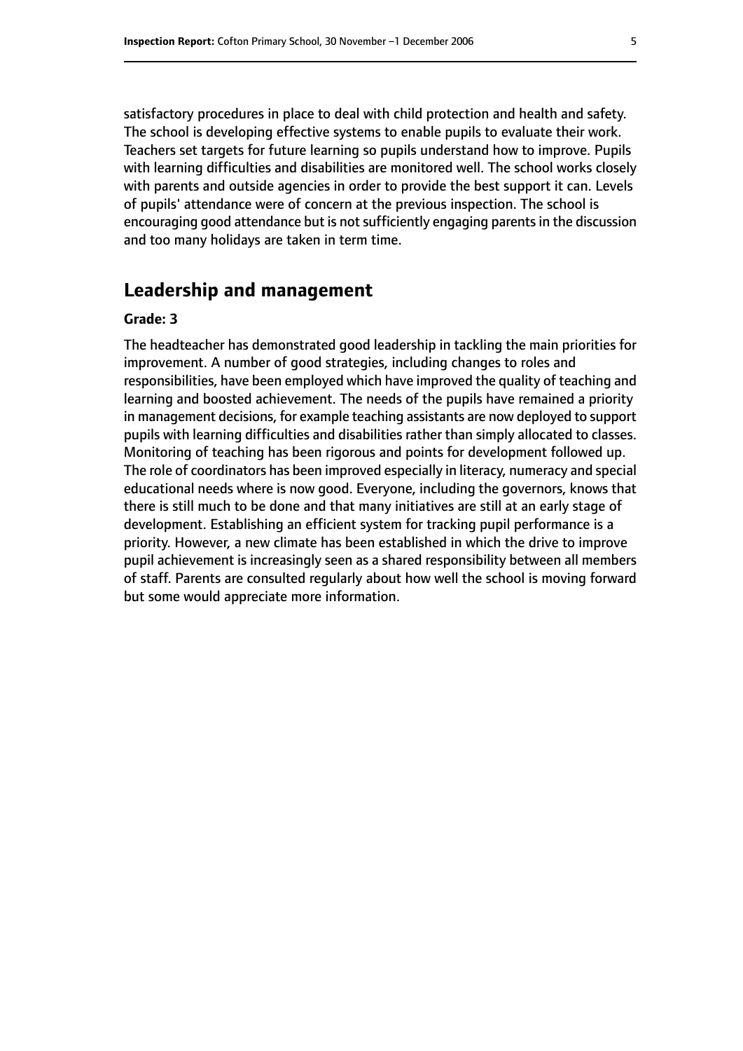satisfactory procedures in place to deal with child protection and health and safety. The school is developing effective systems to enable pupils to evaluate their work. Teachers set targets for future learning so pupils understand how to improve. Pupils with learning difficulties and disabilities are monitored well. The school works closely with parents and outside agencies in order to provide the best support it can. Levels of pupils' attendance were of concern at the previous inspection. The school is encouraging good attendance but is not sufficiently engaging parents in the discussion and too many holidays are taken in term time.

## Leadership and management

**Grade: 3**

The headteacher has demonstrated good leadership in tackling the main priorities for improvement. A number of good strategies, including changes to roles and responsibilities, have been employed which have improved the quality of teaching and learning and boosted achievement. The needs of the pupils have remained a priority in management decisions, for example teaching assistants are now deployed to support pupils with learning difficulties and disabilities rather than simply allocated to classes. Monitoring of teaching has been rigorous and points for development followed up. The role of coordinators has been improved especially in literacy, numeracy and special educational needs where is now good. Everyone, including the governors, knows that there is still much to be done and that many initiatives are still at an early stage of development. Establishing an efficient system for tracking pupil performance is a priority. However, a new climate has been established in which the drive to improve pupil achievement is increasingly seen as a shared responsibility between all members of staff. Parents are consulted regularly about how well the school is moving forward but some would appreciate more information.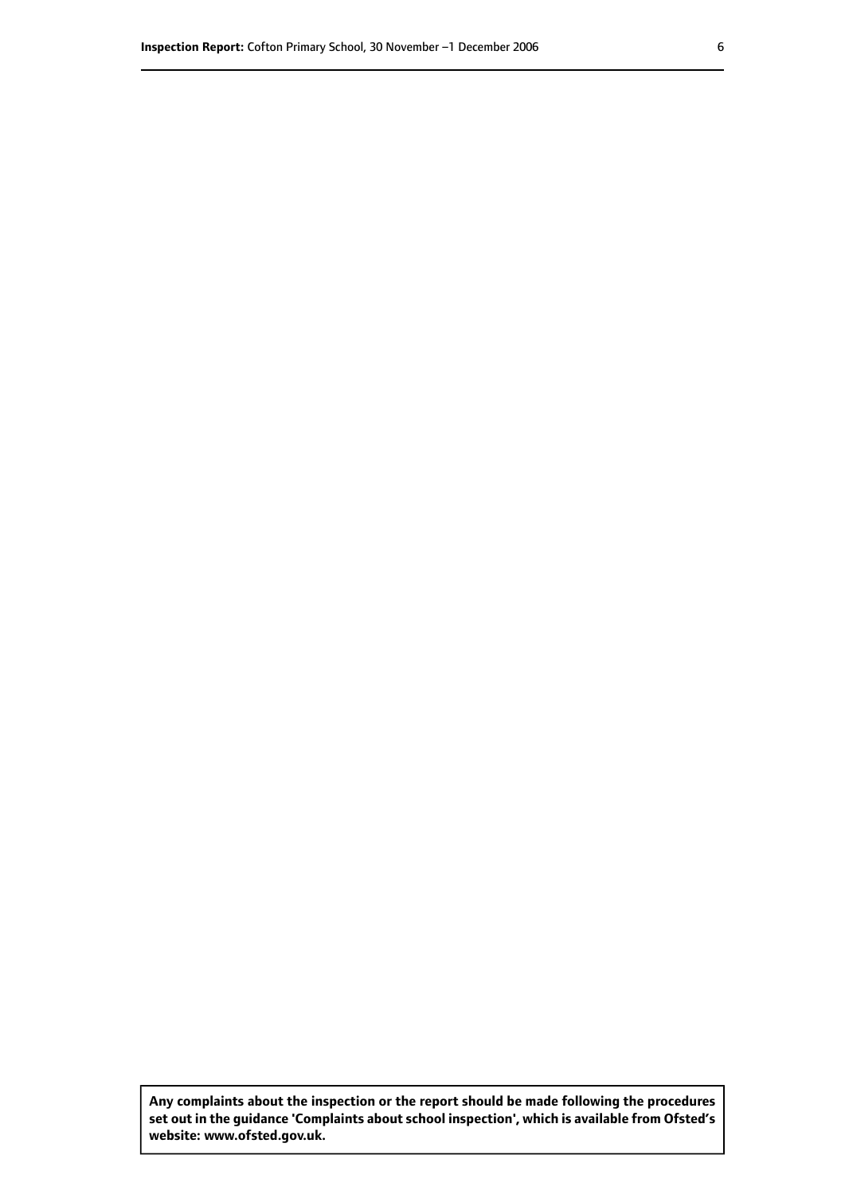**Any complaints about the inspection or the report should be made following the procedures set out in the guidance 'Complaints about school inspection', which is available from Ofsted's website: www.ofsted.gov.uk.**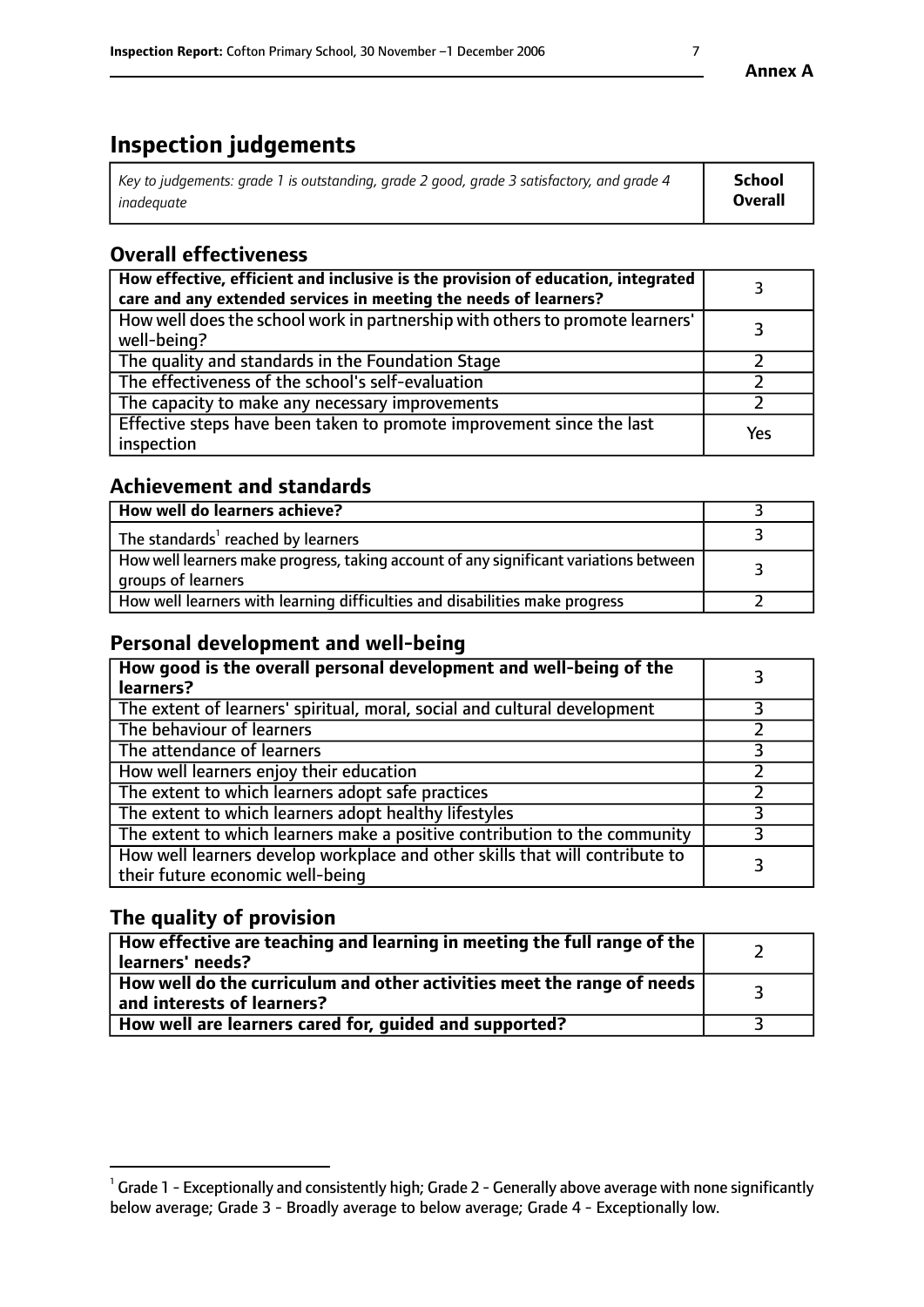Annex A

# Inspection judgements

| *Key to judgements: grade 1 is outstanding, grade 2 good, grade 3 satisfactory, and grade 4 inadequate* | **School Overall** |
|---|---|

## Overall effectiveness

| | |
|---|---|
| **How effective, efficient and inclusive is the provision of education, integrated care and any extended services in meeting the needs of learners?** | 3 |
| How well does the school work in partnership with others to promote learners' well-being? | 3 |
| The quality and standards in the Foundation Stage | 2 |
| The effectiveness of the school's self-evaluation | 2 |
| The capacity to make any necessary improvements | 2 |
| Effective steps have been taken to promote improvement since the last inspection | Yes |

## Achievement and standards

| | |
|---|---|
| **How well do learners achieve?** | 3 |
| The standards[1] reached by learners | 3 |
| How well learners make progress, taking account of any significant variations between groups of learners | 3 |
| How well learners with learning difficulties and disabilities make progress | 2 |

## Personal development and well-being

| | |
|---|---|
| **How good is the overall personal development and well-being of the learners?** | 3 |
| The extent of learners' spiritual, moral, social and cultural development | 3 |
| The behaviour of learners | 2 |
| The attendance of learners | 3 |
| How well learners enjoy their education | 2 |
| The extent to which learners adopt safe practices | 2 |
| The extent to which learners adopt healthy lifestyles | 3 |
| The extent to which learners make a positive contribution to the community | 3 |
| How well learners develop workplace and other skills that will contribute to their future economic well-being | 3 |

## The quality of provision

| | |
|---|---|
| **How effective are teaching and learning in meeting the full range of the learners' needs?** | 2 |
| **How well do the curriculum and other activities meet the range of needs and interests of learners?** | 3 |
| **How well are learners cared for, guided and supported?** | 3 |

[1] Grade 1 - Exceptionally and consistently high; Grade 2 - Generally above average with none significantly below average; Grade 3 - Broadly average to below average; Grade 4 - Exceptionally low.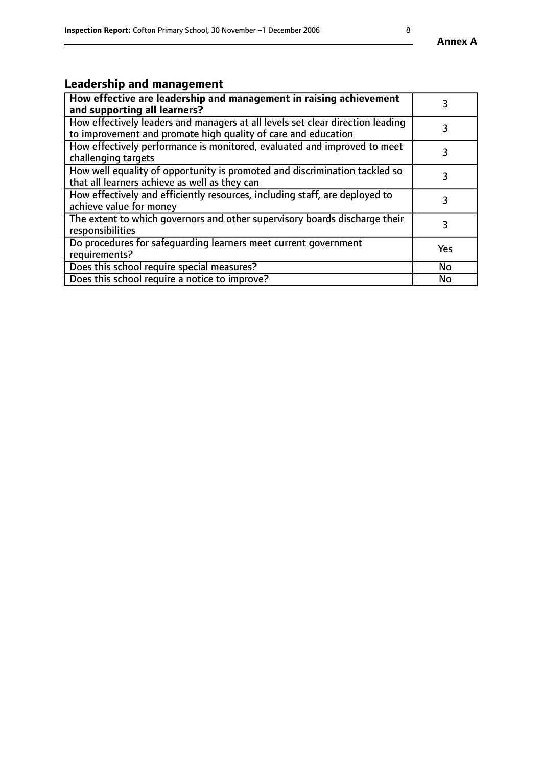## Leadership and management

| | |
|---|---|
| **How effective are leadership and management in raising achievement and supporting all learners?** | 3 |
| How effectively leaders and managers at all levels set clear direction leading to improvement and promote high quality of care and education | 3 |
| How effectively performance is monitored, evaluated and improved to meet challenging targets | 3 |
| How well equality of opportunity is promoted and discrimination tackled so that all learners achieve as well as they can | 3 |
| How effectively and efficiently resources, including staff, are deployed to achieve value for money | 3 |
| The extent to which governors and other supervisory boards discharge their responsibilities | 3 |
| Do procedures for safeguarding learners meet current government requirements? | Yes |
| Does this school require special measures? | No |
| Does this school require a notice to improve? | No |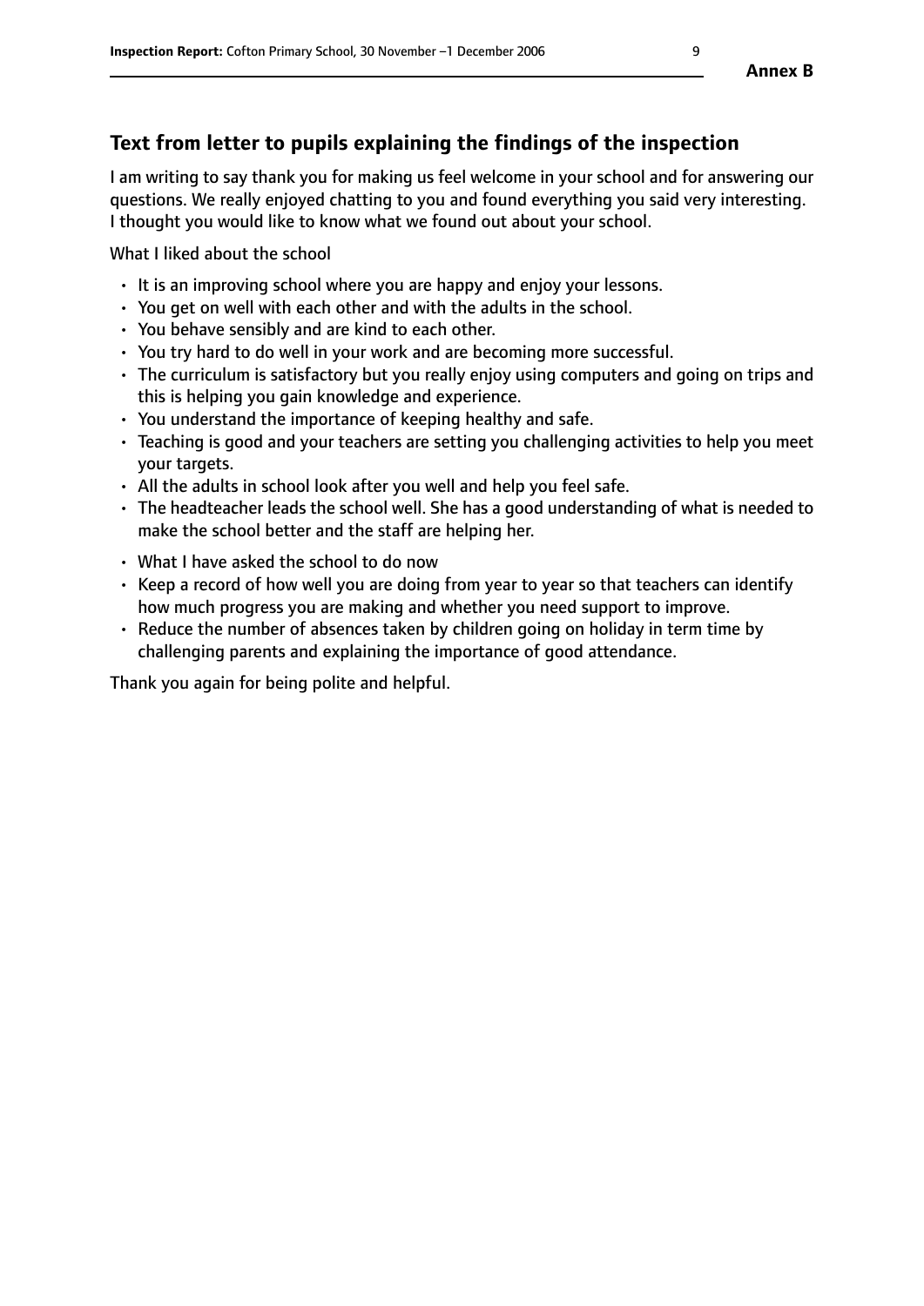## Text from letter to pupils explaining the findings of the inspection

I am writing to say thank you for making us feel welcome in your school and for answering our questions. We really enjoyed chatting to you and found everything you said very interesting. I thought you would like to know what we found out about your school.

What I liked about the school

- It is an improving school where you are happy and enjoy your lessons.
- You get on well with each other and with the adults in the school.
- You behave sensibly and are kind to each other.
- You try hard to do well in your work and are becoming more successful.
- The curriculum is satisfactory but you really enjoy using computers and going on trips and this is helping you gain knowledge and experience.
- You understand the importance of keeping healthy and safe.
- Teaching is good and your teachers are setting you challenging activities to help you meet your targets.
- All the adults in school look after you well and help you feel safe.
- The headteacher leads the school well. She has a good understanding of what is needed to make the school better and the staff are helping her.

- What I have asked the school to do now
- Keep a record of how well you are doing from year to year so that teachers can identify how much progress you are making and whether you need support to improve.
- Reduce the number of absences taken by children going on holiday in term time by challenging parents and explaining the importance of good attendance.

Thank you again for being polite and helpful.